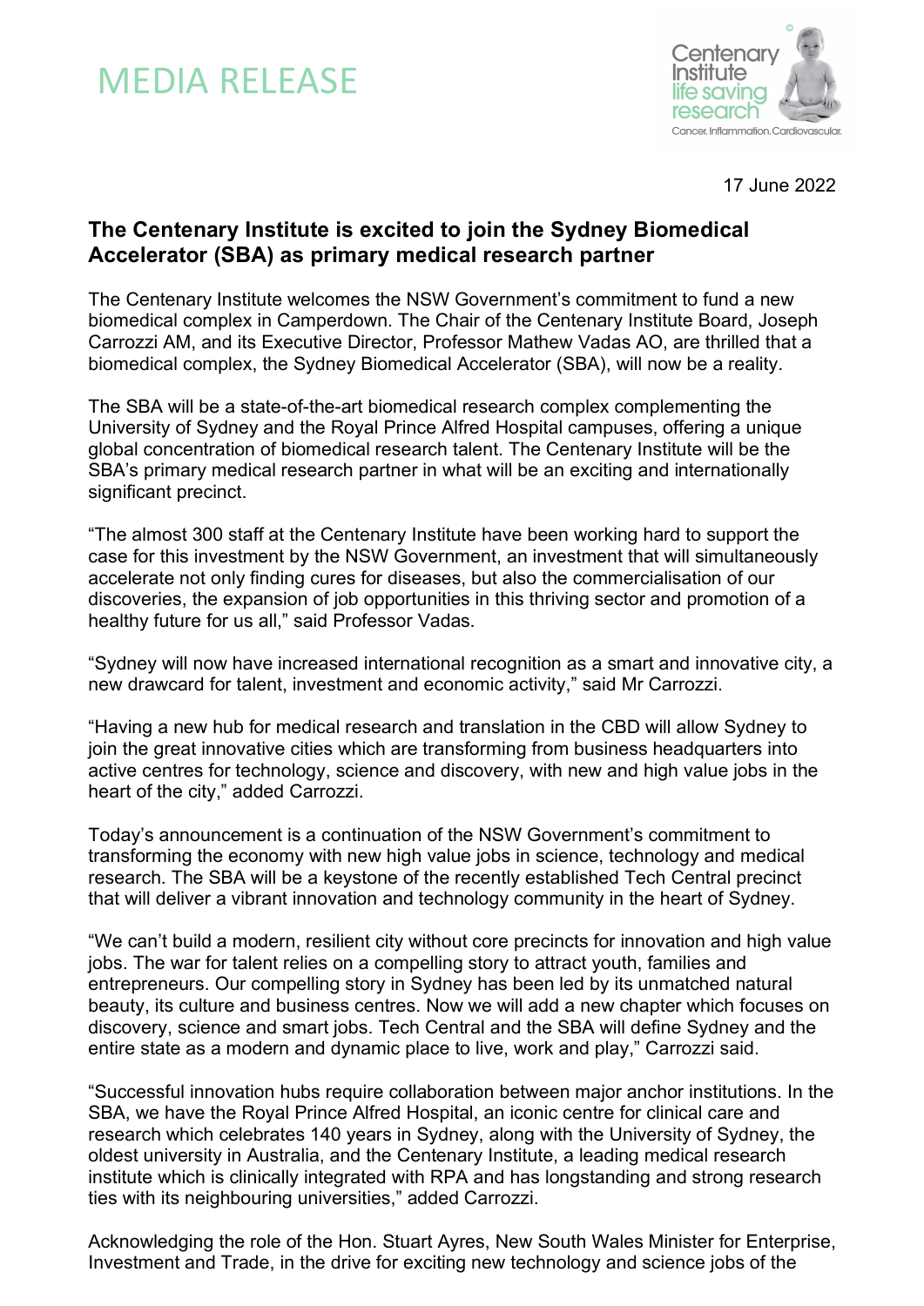# MEDIA RELEASE

17 June 2022

## The Centenary Institute is excited to join the Sydney Biomedical Accelerator (SBA) as primary medical research partner

The Centenary Institute welcomes the NSW Government's commitment to fund a new biomedical complex in Camperdown. The Chair of the Centenary Institute Board, Joseph Carrozzi AM, and its Executive Director, Professor Mathew Vadas AO, are thrilled that a biomedical complex, the Sydney Biomedical Accelerator (SBA), will now be a reality.

The SBA will be a state-of-the-art biomedical research complex complementing the University of Sydney and the Royal Prince Alfred Hospital campuses, offering a unique global concentration of biomedical research talent. The Centenary Institute will be the SBA's primary medical research partner in what will be an exciting and internationally significant precinct.

"The almost 300 staff at the Centenary Institute have been working hard to support the case for this investment by the NSW Government, an investment that will simultaneously accelerate not only finding cures for diseases, but also the commercialisation of our discoveries, the expansion of job opportunities in this thriving sector and promotion of a healthy future for us all," said Professor Vadas.

"Sydney will now have increased international recognition as a smart and innovative city, a new drawcard for talent, investment and economic activity," said Mr Carrozzi.

"Having a new hub for medical research and translation in the CBD will allow Sydney to join the great innovative cities which are transforming from business headquarters into active centres for technology, science and discovery, with new and high value jobs in the heart of the city," added Carrozzi.

Today's announcement is a continuation of the NSW Government's commitment to transforming the economy with new high value jobs in science, technology and medical research. The SBA will be a keystone of the recently established Tech Central precinct that will deliver a vibrant innovation and technology community in the heart of Sydney.

"We can't build a modern, resilient city without core precincts for innovation and high value jobs. The war for talent relies on a compelling story to attract youth, families and entrepreneurs. Our compelling story in Sydney has been led by its unmatched natural beauty, its culture and business centres. Now we will add a new chapter which focuses on discovery, science and smart jobs. Tech Central and the SBA will define Sydney and the entire state as a modern and dynamic place to live, work and play," Carrozzi said.

"Successful innovation hubs require collaboration between major anchor institutions. In the SBA, we have the Royal Prince Alfred Hospital, an iconic centre for clinical care and research which celebrates 140 years in Sydney, along with the University of Sydney, the oldest university in Australia, and the Centenary Institute, a leading medical research institute which is clinically integrated with RPA and has longstanding and strong research ties with its neighbouring universities," added Carrozzi.

Acknowledging the role of the Hon. Stuart Ayres, New South Wales Minister for Enterprise, Investment and Trade, in the drive for exciting new technology and science jobs of the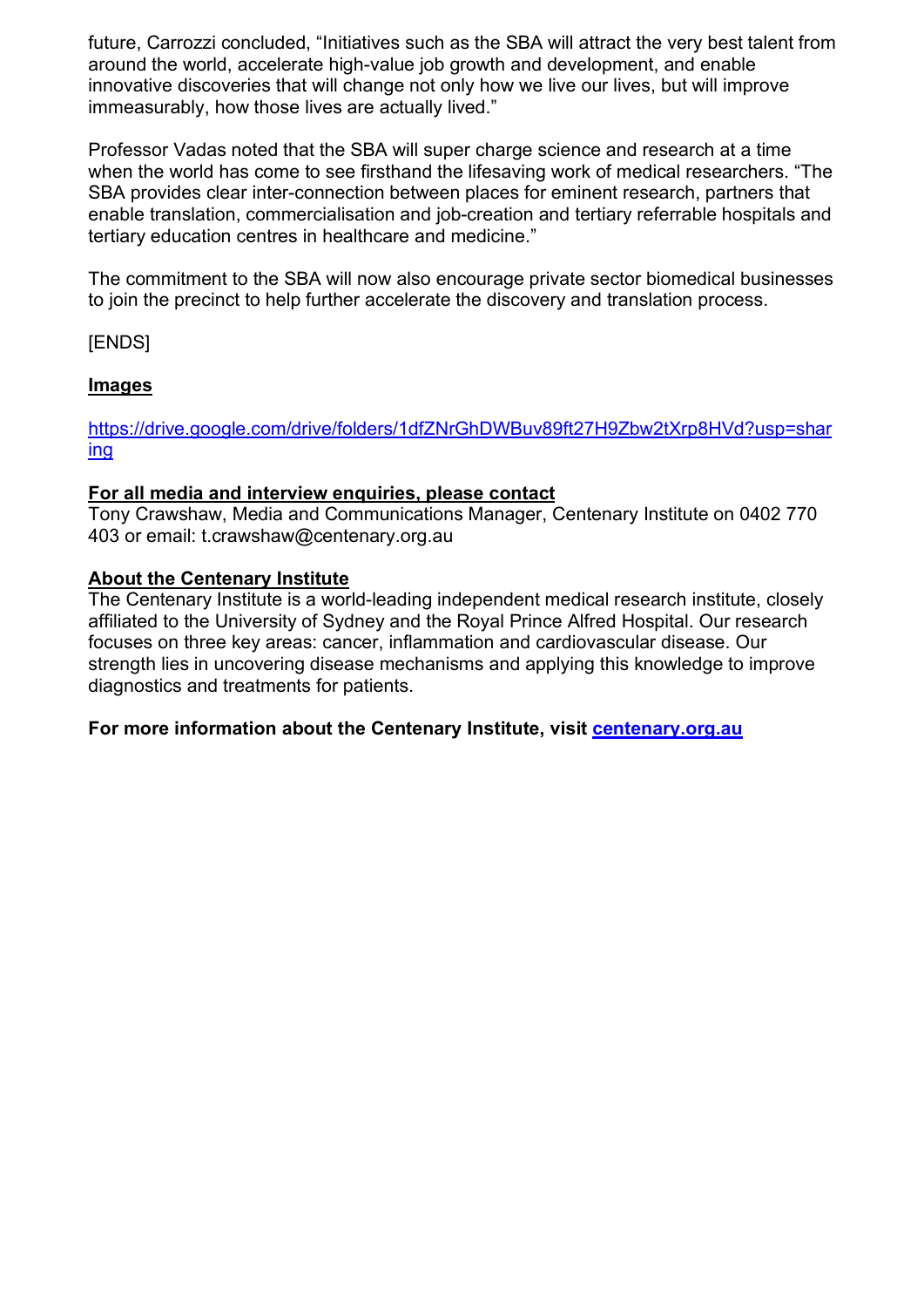future, Carrozzi concluded, "Initiatives such as the SBA will attract the very best talent from around the world, accelerate high-value job growth and development, and enable innovative discoveries that will change not only how we live our lives, but will improve immeasurably, how those lives are actually lived."

Professor Vadas noted that the SBA will super charge science and research at a time when the world has come to see firsthand the lifesaving work of medical researchers. "The SBA provides clear inter-connection between places for eminent research, partners that enable translation, commercialisation and job-creation and tertiary referrable hospitals and tertiary education centres in healthcare and medicine."

The commitment to the SBA will now also encourage private sector biomedical businesses to join the precinct to help further accelerate the discovery and translation process.

[ENDS]

**Images**

https://drive.google.com/drive/folders/1dfZNrGhDWBuv89ft27H9Zbw2tXrp8HVd?usp=sharing

**For all media and interview enquiries, please contact**
Tony Crawshaw, Media and Communications Manager, Centenary Institute on 0402 770 403 or email: t.crawshaw@centenary.org.au

**About the Centenary Institute**
The Centenary Institute is a world-leading independent medical research institute, closely affiliated to the University of Sydney and the Royal Prince Alfred Hospital. Our research focuses on three key areas: cancer, inflammation and cardiovascular disease. Our strength lies in uncovering disease mechanisms and applying this knowledge to improve diagnostics and treatments for patients.

**For more information about the Centenary Institute, visit centenary.org.au**